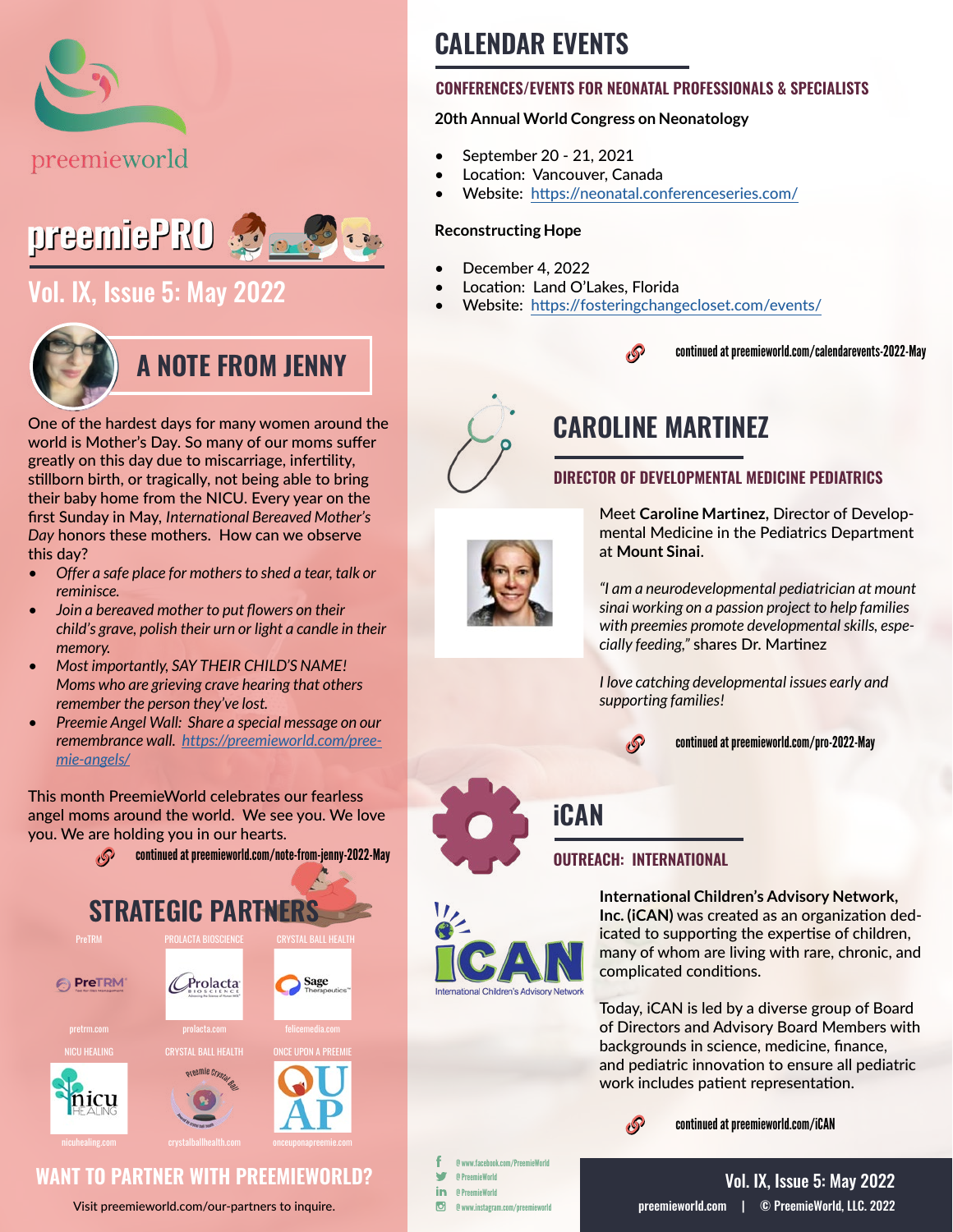preemieworld

# preemiePRO

## Vol. IX, Issue 5: May 2022

## A NOTE FROM JENNY

One of the hardest days for many women around the world is Mother's Day. So many of our moms suffer greatly on this day due to miscarriage, infertility, stillborn birth, or tragically, not being able to bring their baby home from the NICU. Every year on the first Sunday in May, *International Bereaved Mother's Day* honors these mothers. How can we observe this day?

- *Offer a safe place for mothers to shed a tear, talk or reminisce.*
- *Join a bereaved mother to put flowers on their child's grave, polish their urn or light a candle in their memory.*
- *Most importantly, SAY THEIR CHILD'S NAME! Moms who are grieving crave hearing that others remember the person they've lost.*
- *Preemie Angel Wall: Share a special message on our remembrance wall. https://preemieworld.com/preemie-angels/*

This month PreemieWorld celebrates our fearless angel moms around the world. We see you. We love you. We are holding you in our hearts.

continued at preemieworld.com/note-from-jenny-2022-May

## STRATEGIC PARTNERS

| | | |
|---|---|---|
| PreTRM | PROLACTA BIOSCIENCE | CRYSTAL BALL HEALTH |
| pretrm.com | prolacta.com | felicemedia.com |
| NICU HEALING | CRYSTAL BALL HEALTH | ONCE UPON A PREEMIE |
| nicuhealing.com | crystalballhealth.com | onceuponapreemie.com |

## WANT TO PARTNER WITH PREEMIEWORLD?

Visit preemieworld.com/our-partners to inquire.

# CALENDAR EVENTS

### CONFERENCES/EVENTS FOR NEONATAL PROFESSIONALS & SPECIALISTS

**20th Annual World Congress on Neonatology**

- September 20 - 21, 2021
- Location: Vancouver, Canada
- Website: https://neonatal.conferenceseries.com/

**Reconstructing Hope**

- December 4, 2022
- Location: Land O'Lakes, Florida
- Website: https://fosteringchangecloset.com/events/

continued at preemieworld.com/calendarevents-2022-May

## CAROLINE MARTINEZ

### DIRECTOR OF DEVELOPMENTAL MEDICINE PEDIATRICS

Meet **Caroline Martinez,** Director of Developmental Medicine in the Pediatrics Department at **Mount Sinai**.

*"I am a neurodevelopmental pediatrician at mount sinai working on a passion project to help families with preemies promote developmental skills, especially feeding,"* shares Dr. Martinez

*I love catching developmental issues early and supporting families!*

continued at preemieworld.com/pro-2022-May

## iCAN

### OUTREACH: INTERNATIONAL

International Children's Advisory Network

**International Children's Advisory Network, Inc. (iCAN)** was created as an organization dedicated to supporting the expertise of children, many of whom are living with rare, chronic, and complicated conditions.

Today, iCAN is led by a diverse group of Board of Directors and Advisory Board Members with backgrounds in science, medicine, finance, and pediatric innovation to ensure all pediatric work includes patient representation.

continued at preemieworld.com/iCAN

@www.facebook.com/PreemieWorld
@PreemieWorld
@PreemieWorld
@www.instagram.com/preemieworld

preemieworld.com | © PreemieWorld, LLC. 2022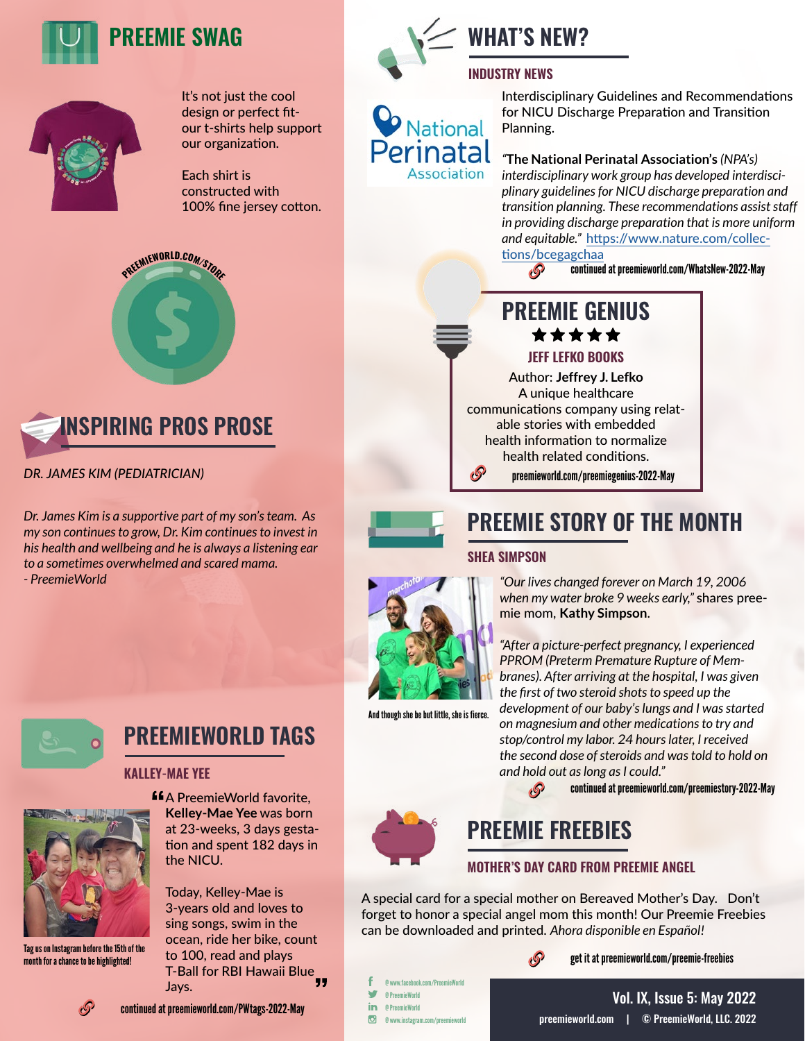## PREEMIE SWAG

It's not just the cool design or perfect fit- our t-shirts help support our organization.

Each shirt is constructed with 100% fine jersey cotton.

PREEMIEWORLD.COM/STORE

## INSPIRING PROS PROSE

*DR. JAMES KIM (PEDIATRICIAN)*

*Dr. James Kim is a supportive part of my son's team. As my son continues to grow, Dr. Kim continues to invest in his health and wellbeing and he is always a listening ear to a sometimes overwhelmed and scared mama.*
*- PreemieWorld*

## PREEMIEWORLD TAGS

### KALLEY-MAE YEE

"A PreemieWorld favorite, **Kelley-Mae Yee** was born at 23-weeks, 3 days gestation and spent 182 days in the NICU.

Today, Kelley-Mae is 3-years old and loves to sing songs, swim in the ocean, ride her bike, count to 100, read and plays T-Ball for RBI Hawaii Blue Jays."

Tag us on Instagram before the 15th of the month for a chance to be highlighted!

continued at preemieworld.com/PWtags-2022-May

## WHAT'S NEW?

### INDUSTRY NEWS

National Perinatal Association

Interdisciplinary Guidelines and Recommendations for NICU Discharge Preparation and Transition Planning.

"**The National Perinatal Association's** *(NPA's) interdisciplinary work group has developed interdisciplinary guidelines for NICU discharge preparation and transition planning. These recommendations assist staff in providing discharge preparation that is more uniform and equitable."* https://www.nature.com/collections/bcegagchaa

continued at preemieworld.com/WhatsNew-2022-May

## PREEMIE GENIUS

★★★★★

### JEFF LEFKO BOOKS

Author: **Jeffrey J. Lefko**
A unique healthcare communications company using relatable stories with embedded health information to normalize health related conditions.

preemieworld.com/preemiegenius-2022-May

## PREEMIE STORY OF THE MONTH

### SHEA SIMPSON

*"Our lives changed forever on March 19, 2006 when my water broke 9 weeks early,"* shares preemie mom, **Kathy Simpson**.

*"After a picture-perfect pregnancy, I experienced PPROM (Preterm Premature Rupture of Membranes). After arriving at the hospital, I was given the first of two steroid shots to speed up the development of our baby's lungs and I was started on magnesium and other medications to try and stop/control my labor. 24 hours later, I received the second dose of steroids and was told to hold on and hold out as long as I could."*

And though she be but little, she is fierce.

continued at preemieworld.com/preemiestory-2022-May

## PREEMIE FREEBIES

### MOTHER'S DAY CARD FROM PREEMIE ANGEL

A special card for a special mother on Bereaved Mother's Day. Don't forget to honor a special angel mom this month! Our Preemie Freebies can be downloaded and printed. *Ahora disponible en Español!*

get it at preemieworld.com/preemie-freebies

@www.facebook.com/PreemieWorld
@PreemieWorld
@PreemieWorld
@www.instagram.com/preemieworld

Vol. IX, Issue 5: May 2022
preemieworld.com | © PreemieWorld, LLC. 2022